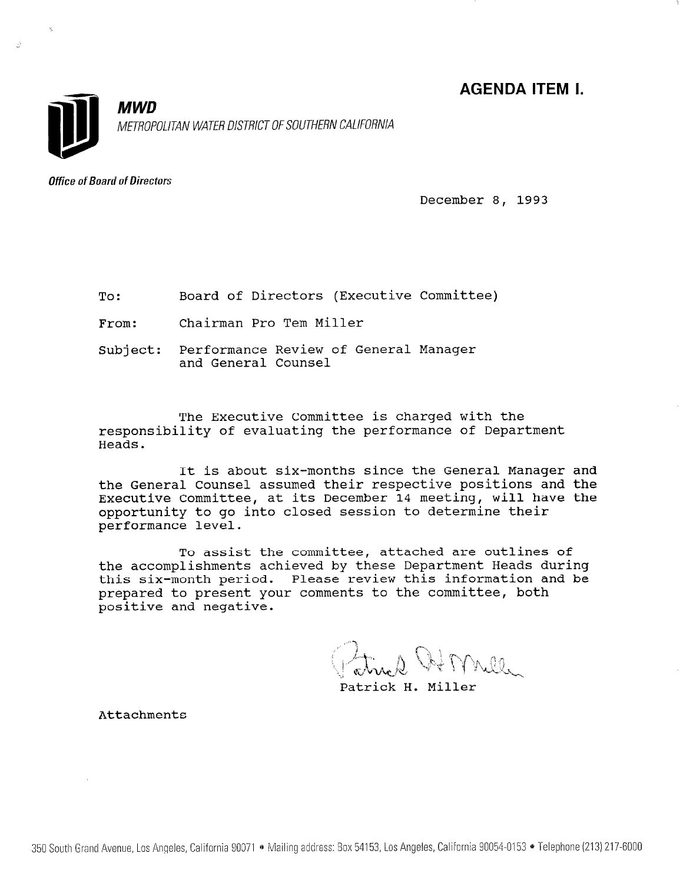**AGENDA ITEM I.**

***MWD***

*METROPOLITAN WATER DISTRICT OF SOUTHERN CALIFORNIA*

***Office of Board of Directors***

December 8, 1993

To: Board of Directors (Executive Committee)

From: Chairman Pro Tem Miller

Subject: Performance Review of General Manager and General Counsel

The Executive Committee is charged with the responsibility of evaluating the performance of Department Heads.

It is about six-months since the General Manager and the General Counsel assumed their respective positions and the Executive Committee, at its December 14 meeting, will have the opportunity to go into closed session to determine their performance level.

To assist the committee, attached are outlines of the accomplishments achieved by these Department Heads during this six-month period. Please review this information and be prepared to present your comments to the committee, both positive and negative.

Patrick H. Miller

Attachments

350 South Grand Avenue, Los Angeles, California 90071 • Mailing address: Box 54153, Los Angeles, California 90054-0153 • Telephone (213) 217-6000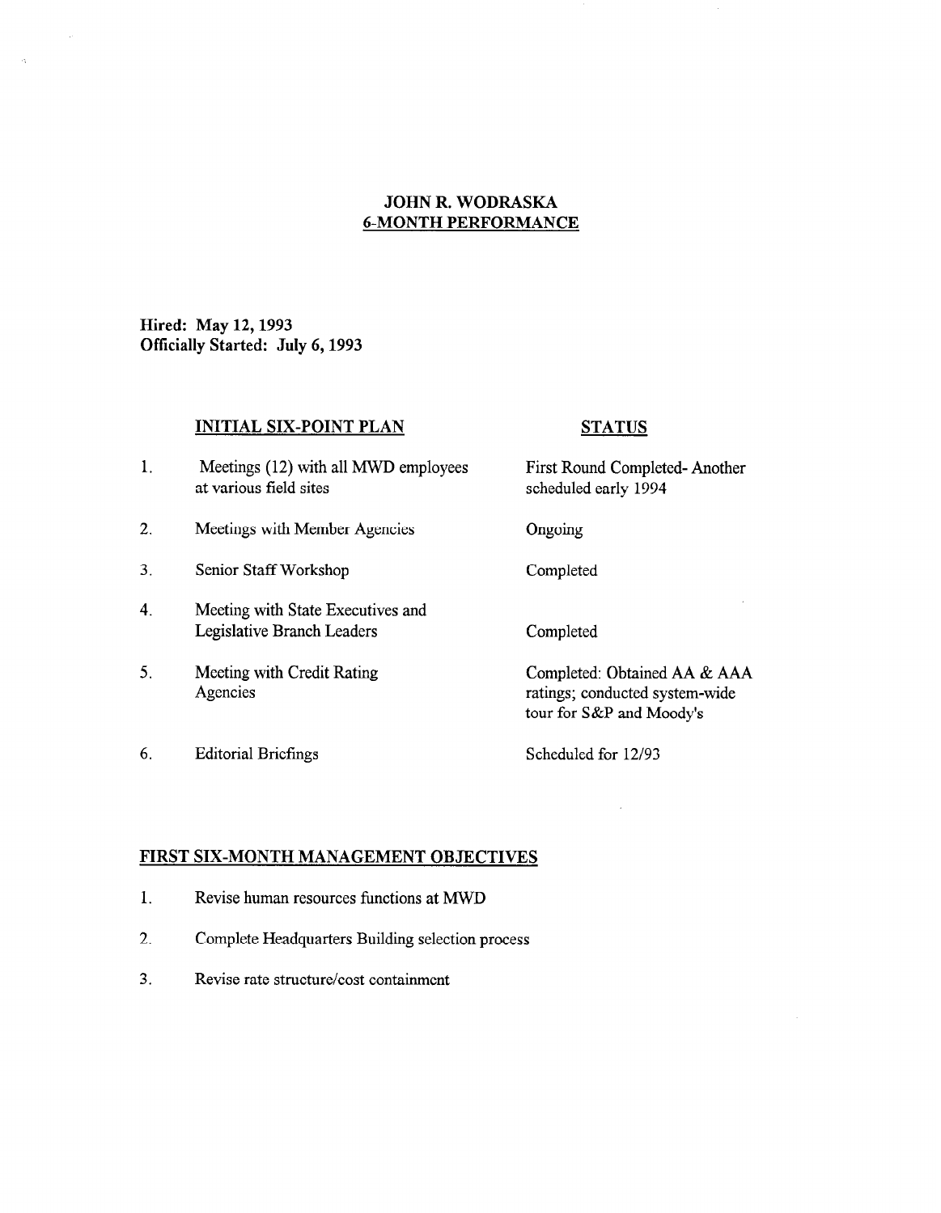## JOHN R. WODRASKA
## 6-MONTH PERFORMANCE

**Hired: May 12, 1993**
**Officially Started: July 6, 1993**

| | INITIAL SIX-POINT PLAN | STATUS |
|---|---|---|
| 1. | Meetings (12) with all MWD employees at various field sites | First Round Completed- Another scheduled early 1994 |
| 2. | Meetings with Member Agencies | Ongoing |
| 3. | Senior Staff Workshop | Completed |
| 4. | Meeting with State Executives and Legislative Branch Leaders | Completed |
| 5. | Meeting with Credit Rating Agencies | Completed: Obtained AA & AAA ratings; conducted system-wide tour for S&P and Moody's |
| 6. | Editorial Briefings | Scheduled for 12/93 |

**FIRST SIX-MONTH MANAGEMENT OBJECTIVES**

1. Revise human resources functions at MWD
2. Complete Headquarters Building selection process
3. Revise rate structure/cost containment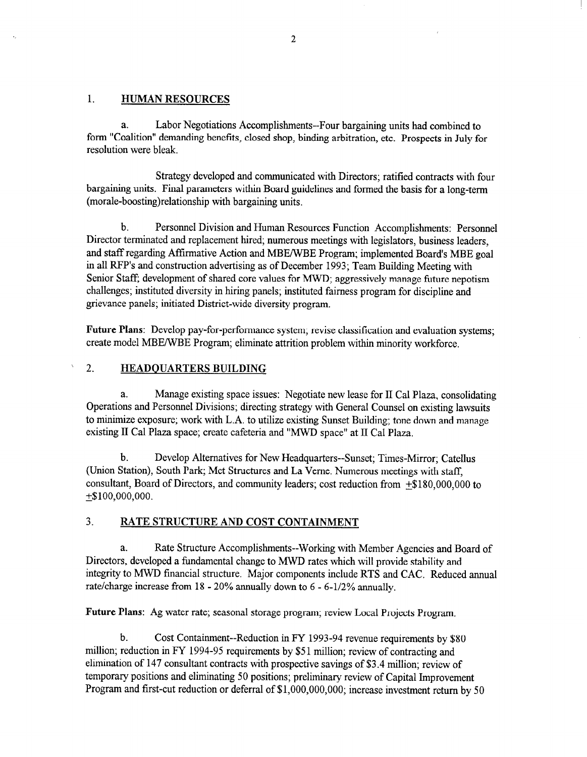## 1. HUMAN RESOURCES

a. Labor Negotiations Accomplishments--Four bargaining units had combined to form "Coalition" demanding benefits, closed shop, binding arbitration, etc. Prospects in July for resolution were bleak.

Strategy developed and communicated with Directors; ratified contracts with four bargaining units. Final parameters within Board guidelines and formed the basis for a long-term (morale-boosting)relationship with bargaining units.

b. Personnel Division and Human Resources Function Accomplishments: Personnel Director terminated and replacement hired; numerous meetings with legislators, business leaders, and staff regarding Affirmative Action and MBE/WBE Program; implemented Board's MBE goal in all RFP's and construction advertising as of December 1993; Team Building Meeting with Senior Staff; development of shared core values for MWD; aggressively manage future nepotism challenges; instituted diversity in hiring panels; instituted fairness program for discipline and grievance panels; initiated District-wide diversity program.

**Future Plans**: Develop pay-for-performance system; revise classification and evaluation systems; create model MBE/WBE Program; eliminate attrition problem within minority workforce.

## 2. HEADQUARTERS BUILDING

a. Manage existing space issues: Negotiate new lease for II Cal Plaza, consolidating Operations and Personnel Divisions; directing strategy with General Counsel on existing lawsuits to minimize exposure; work with L.A. to utilize existing Sunset Building; tone down and manage existing II Cal Plaza space; create cafeteria and "MWD space" at II Cal Plaza.

b. Develop Alternatives for New Headquarters--Sunset; Times-Mirror; Catellus (Union Station), South Park; Met Structures and La Verne. Numerous meetings with staff, consultant, Board of Directors, and community leaders; cost reduction from ±$180,000,000 to ±$100,000,000.

## 3. RATE STRUCTURE AND COST CONTAINMENT

a. Rate Structure Accomplishments--Working with Member Agencies and Board of Directors, developed a fundamental change to MWD rates which will provide stability and integrity to MWD financial structure. Major components include RTS and CAC. Reduced annual rate/charge increase from 18 - 20% annually down to 6 - 6-1/2% annually.

**Future Plans**: Ag water rate; seasonal storage program; review Local Projects Program.

b. Cost Containment--Reduction in FY 1993-94 revenue requirements by $80 million; reduction in FY 1994-95 requirements by $51 million; review of contracting and elimination of 147 consultant contracts with prospective savings of $3.4 million; review of temporary positions and eliminating 50 positions; preliminary review of Capital Improvement Program and first-cut reduction or deferral of $1,000,000,000; increase investment return by 50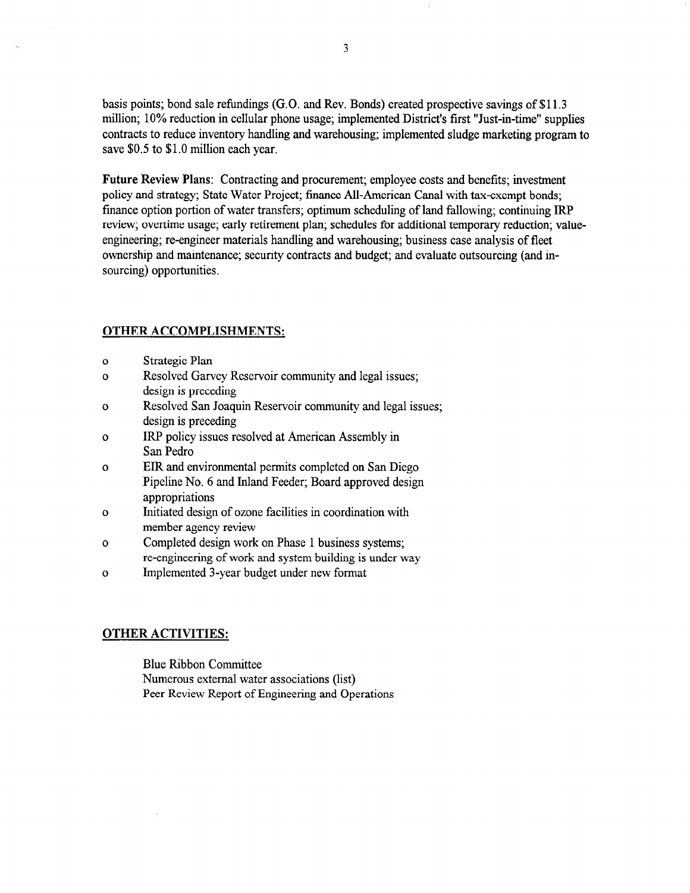basis points; bond sale refundings (G.O. and Rev. Bonds) created prospective savings of $11.3 million; 10% reduction in cellular phone usage; implemented District's first "Just-in-time" supplies contracts to reduce inventory handling and warehousing; implemented sludge marketing program to save $0.5 to $1.0 million each year.

**Future Review Plans**: Contracting and procurement; employee costs and benefits; investment policy and strategy; State Water Project; finance All-American Canal with tax-exempt bonds; finance option portion of water transfers; optimum scheduling of land fallowing; continuing IRP review; overtime usage; early retirement plan; schedules for additional temporary reduction; value-engineering; re-engineer materials handling and warehousing; business case analysis of fleet ownership and maintenance; security contracts and budget; and evaluate outsourcing (and in-sourcing) opportunities.

## OTHER ACCOMPLISHMENTS:

- Strategic Plan
- Resolved Garvey Reservoir community and legal issues; design is preceding
- Resolved San Joaquin Reservoir community and legal issues; design is preceding
- IRP policy issues resolved at American Assembly in San Pedro
- EIR and environmental permits completed on San Diego Pipeline No. 6 and Inland Feeder; Board approved design appropriations
- Initiated design of ozone facilities in coordination with member agency review
- Completed design work on Phase 1 business systems; re-engineering of work and system building is under way
- Implemented 3-year budget under new format

## OTHER ACTIVITIES:

Blue Ribbon Committee
Numerous external water associations (list)
Peer Review Report of Engineering and Operations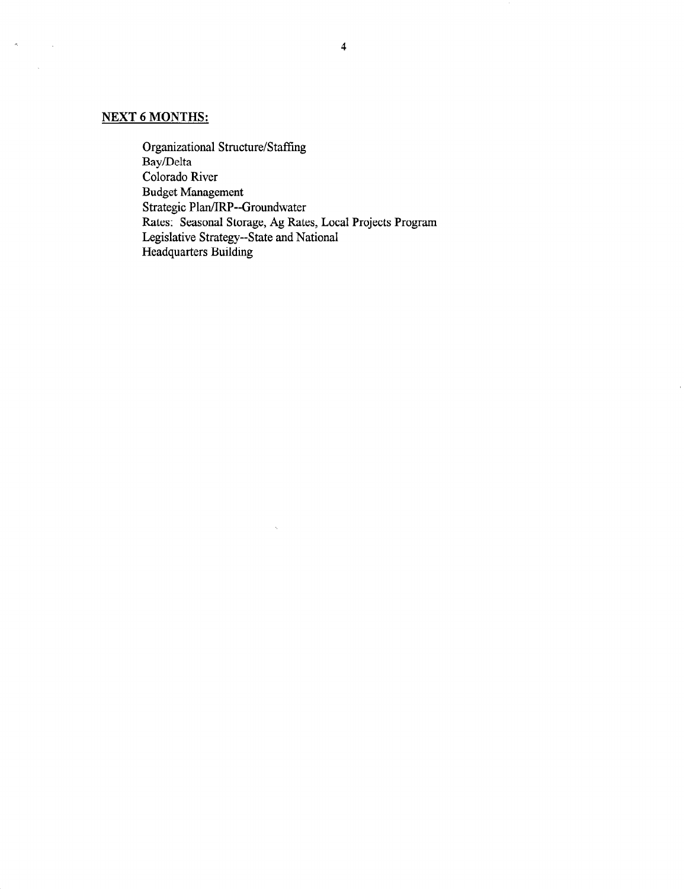**NEXT 6 MONTHS:**

Organizational Structure/Staffing
Bay/Delta
Colorado River
Budget Management
Strategic Plan/IRP--Groundwater
Rates: Seasonal Storage, Ag Rates, Local Projects Program
Legislative Strategy--State and National
Headquarters Building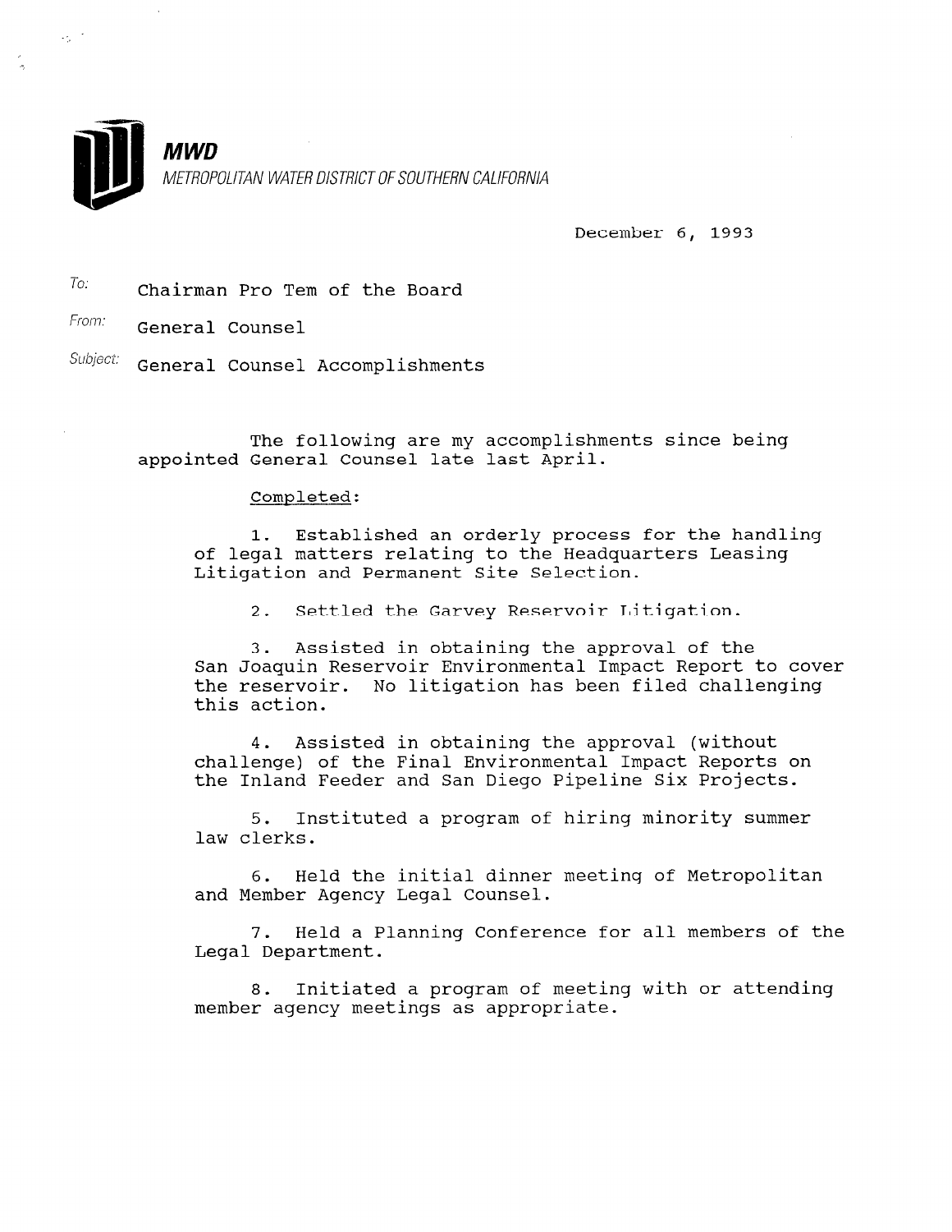**MWD**

*METROPOLITAN WATER DISTRICT OF SOUTHERN CALIFORNIA*

December 6, 1993

To: Chairman Pro Tem of the Board

From: General Counsel

Subject: General Counsel Accomplishments

The following are my accomplishments since being appointed General Counsel late last April.

Completed:

1. Established an orderly process for the handling of legal matters relating to the Headquarters Leasing Litigation and Permanent Site Selection.

2. Settled the Garvey Reservoir Litigation.

3. Assisted in obtaining the approval of the San Joaquin Reservoir Environmental Impact Report to cover the reservoir. No litigation has been filed challenging this action.

4. Assisted in obtaining the approval (without challenge) of the Final Environmental Impact Reports on the Inland Feeder and San Diego Pipeline Six Projects.

5. Instituted a program of hiring minority summer law clerks.

6. Held the initial dinner meeting of Metropolitan and Member Agency Legal Counsel.

7. Held a Planning Conference for all members of the Legal Department.

8. Initiated a program of meeting with or attending member agency meetings as appropriate.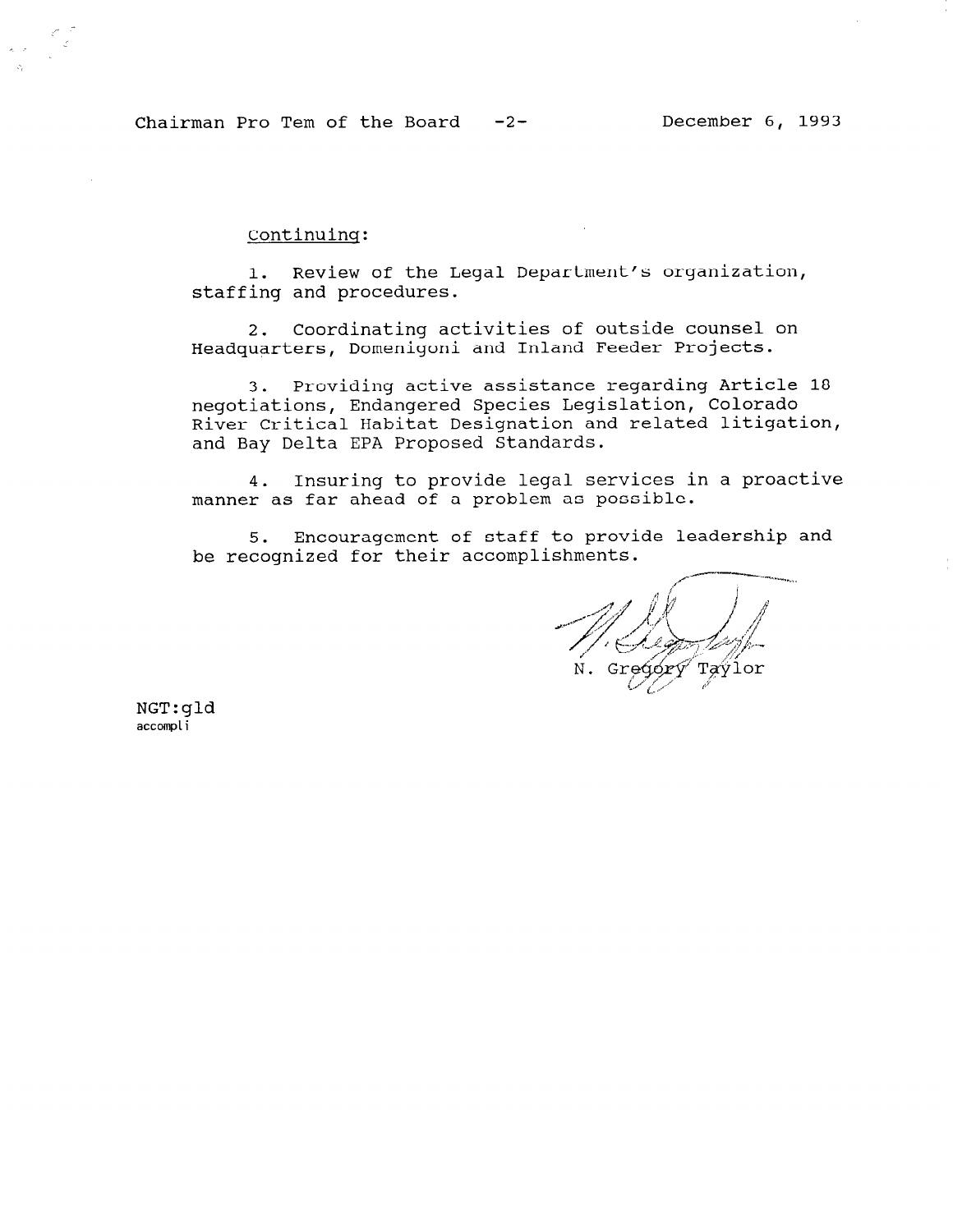Continuing:

1. Review of the Legal Department's organization, staffing and procedures.

2. Coordinating activities of outside counsel on Headquarters, Domenigoni and Inland Feeder Projects.

3. Providing active assistance regarding Article 18 negotiations, Endangered Species Legislation, Colorado River Critical Habitat Designation and related litigation, and Bay Delta EPA Proposed Standards.

4. Insuring to provide legal services in a proactive manner as far ahead of a problem as possible.

5. Encouragement of staff to provide leadership and be recognized for their accomplishments.

N. Gregory Taylor

NGT:gld
accompli